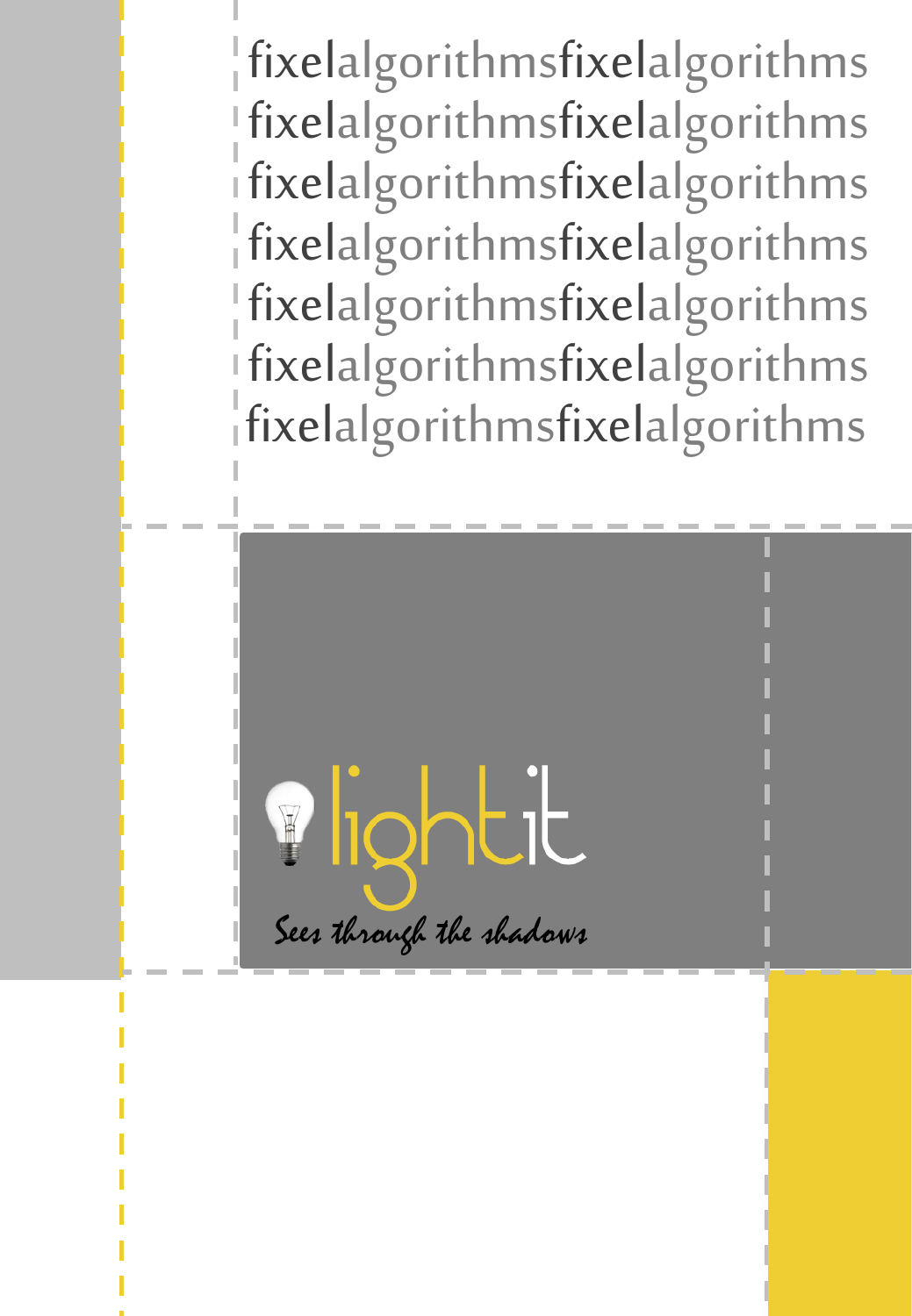fixelalgorithmsfixelalgorithms
fixelalgorithmsfixelalgorithms
fixelalgorithmsfixelalgorithms
fixelalgorithmsfixelalgorithms
fixelalgorithmsfixelalgorithms
fixelalgorithmsfixelalgorithms
fixelalgorithmsfixelalgorithms

# lightit

*Sees through the shadows*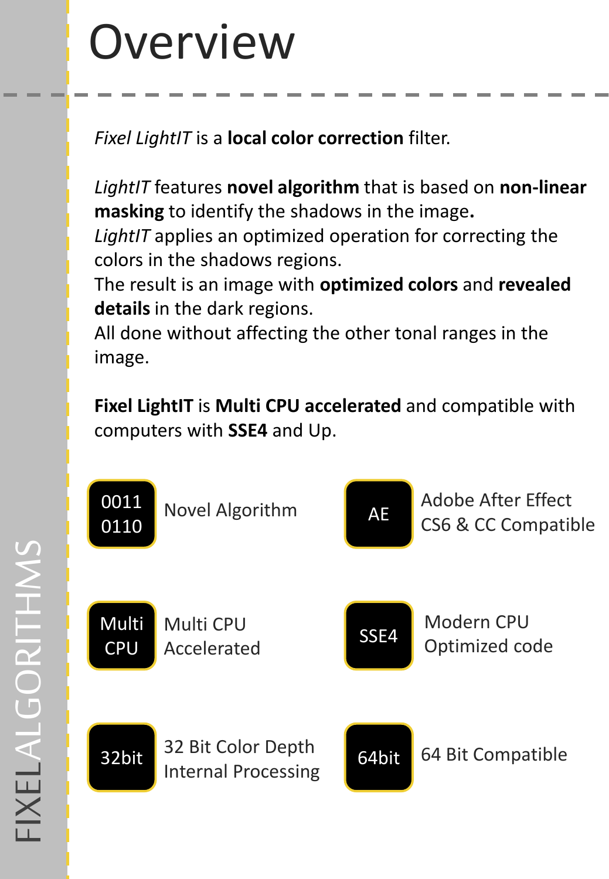# Overview

*Fixel LightIT* is a **local color correction** filter.

*LightIT* features **novel algorithm** that is based on **non-linear masking** to identify the shadows in the image**.**
*LightIT* applies an optimized operation for correcting the colors in the shadows regions.
The result is an image with **optimized colors** and **revealed details** in the dark regions.
All done without affecting the other tonal ranges in the image.

**Fixel LightIT** is **Multi CPU accelerated** and compatible with computers with **SSE4** and Up.

- **0011 0110** – Novel Algorithm
- **AE** – Adobe After Effect CS6 & CC Compatible
- **Multi CPU** – Multi CPU Accelerated
- **SSE4** – Modern CPU Optimized code
- **32bit** – 32 Bit Color Depth Internal Processing
- **64bit** – 64 Bit Compatible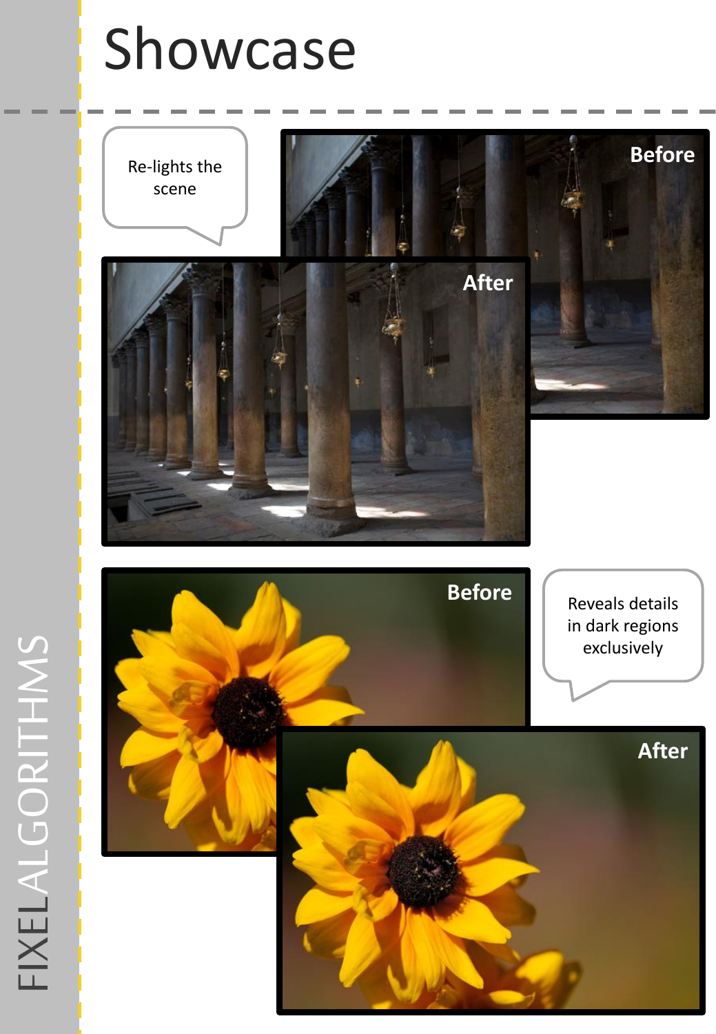# Showcase

Re-lights the scene

Before

After

Before

Reveals details in dark regions exclusively

After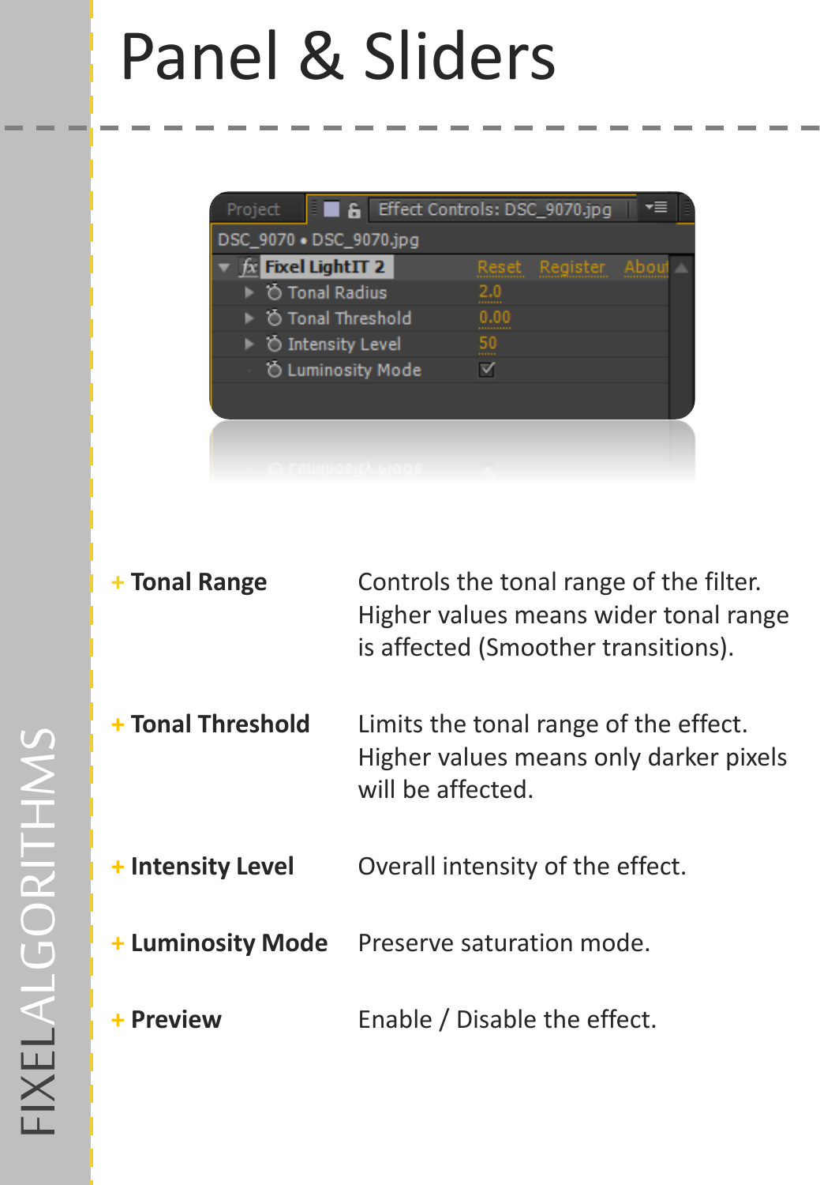# Panel & Sliders

+ **Tonal Range** — Controls the tonal range of the filter. Higher values means wider tonal range is affected (Smoother transitions).

+ **Tonal Threshold** — Limits the tonal range of the effect. Higher values means only darker pixels will be affected.

+ **Intensity Level** — Overall intensity of the effect.

+ **Luminosity Mode** — Preserve saturation mode.

+ **Preview** — Enable / Disable the effect.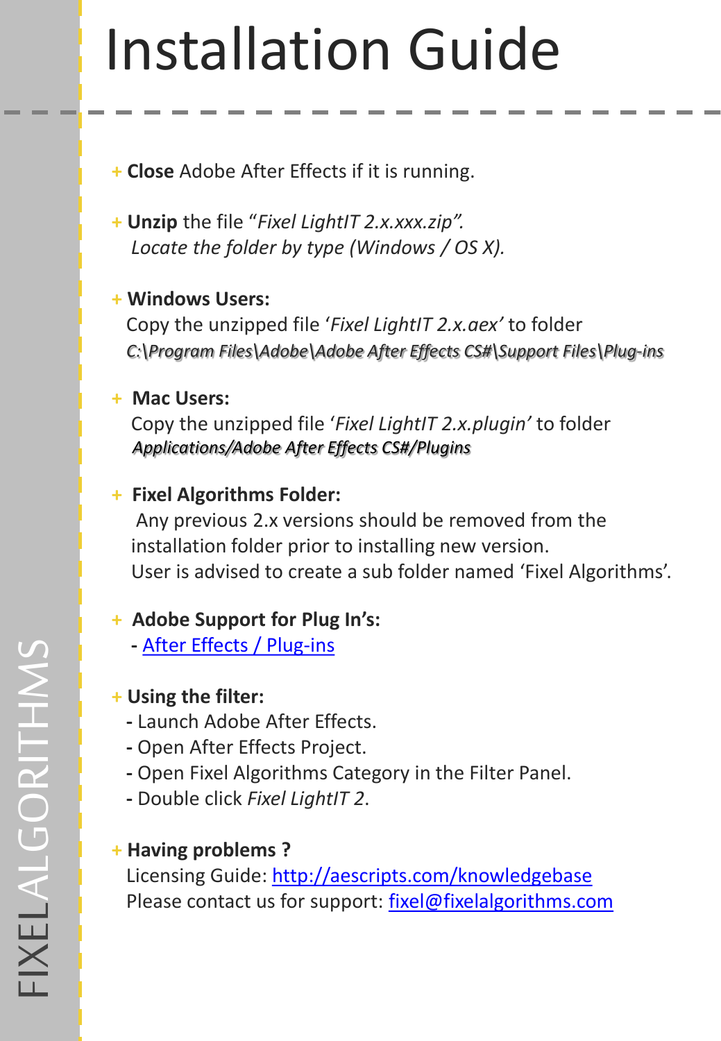# Installation Guide

- **Close** Adobe After Effects if it is running.

- **Unzip** the file *"Fixel LightIT 2.x.xxx.zip".*
  *Locate the folder by type (Windows / OS X).*

- **Windows Users:**
  Copy the unzipped file '*Fixel LightIT 2.x.aex*' to folder
  *C:\Program Files\Adobe\Adobe After Effects CS#\Support Files\Plug-ins*

- **Mac Users:**
  Copy the unzipped file '*Fixel LightIT 2.x.plugin*' to folder
  *Applications/Adobe After Effects CS#/Plugins*

- **Fixel Algorithms Folder:**
  Any previous 2.x versions should be removed from the installation folder prior to installing new version.
  User is advised to create a sub folder named 'Fixel Algorithms'.

- **Adobe Support for Plug In's:**
  - After Effects / Plug-ins

- **Using the filter:**
  - Launch Adobe After Effects.
  - Open After Effects Project.
  - Open Fixel Algorithms Category in the Filter Panel.
  - Double click *Fixel LightIT 2*.

- **Having problems ?**
  Licensing Guide: http://aescripts.com/knowledgebase
  Please contact us for support: fixel@fixelalgorithms.com

FIXELALGORITHMS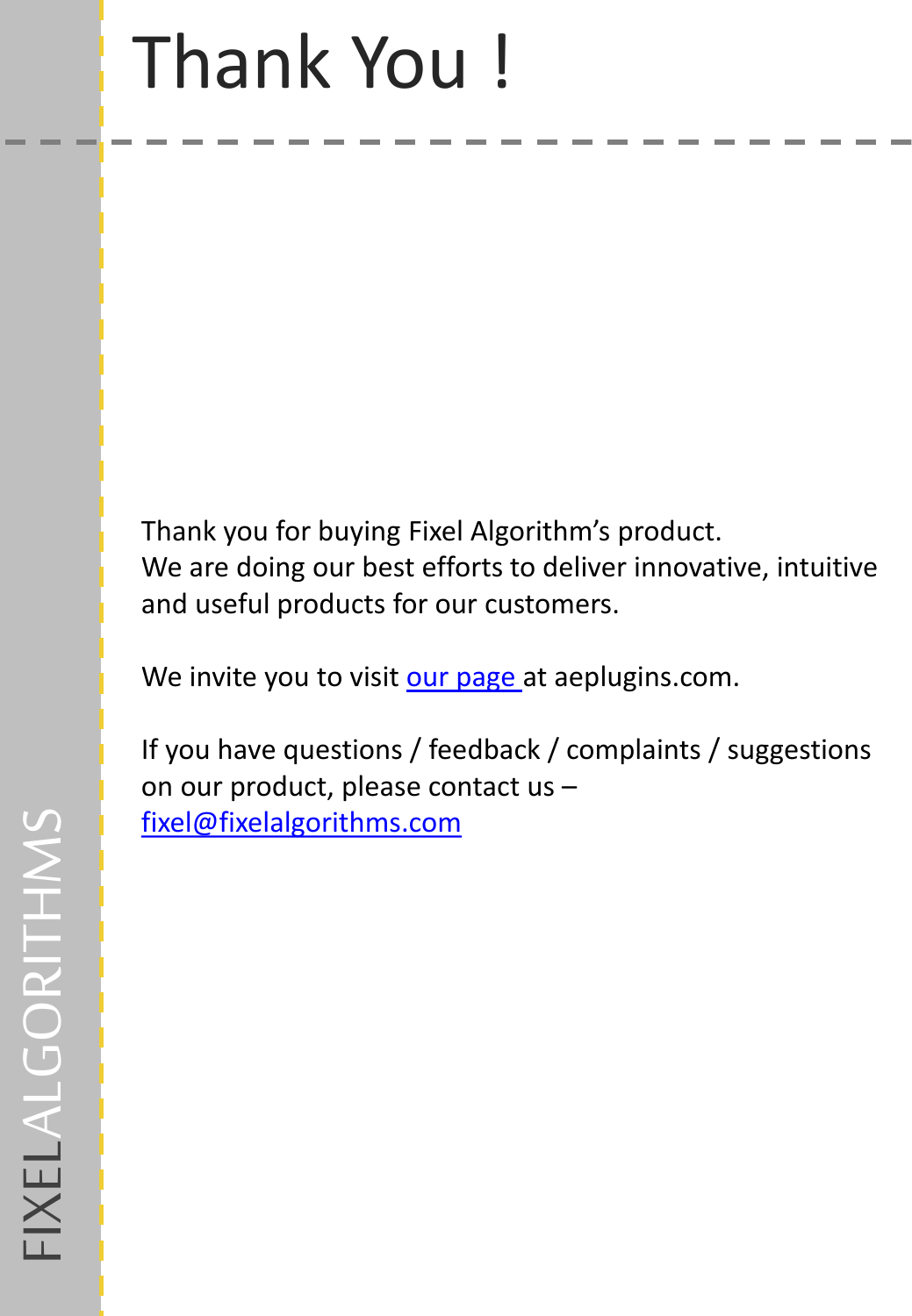# Thank You !

Thank you for buying Fixel Algorithm's product.
We are doing our best efforts to deliver innovative, intuitive and useful products for our customers.

We invite you to visit our page at aeplugins.com.

If you have questions / feedback / complaints / suggestions on our product, please contact us – fixel@fixelalgorithms.com

FIXELALGORITHMS